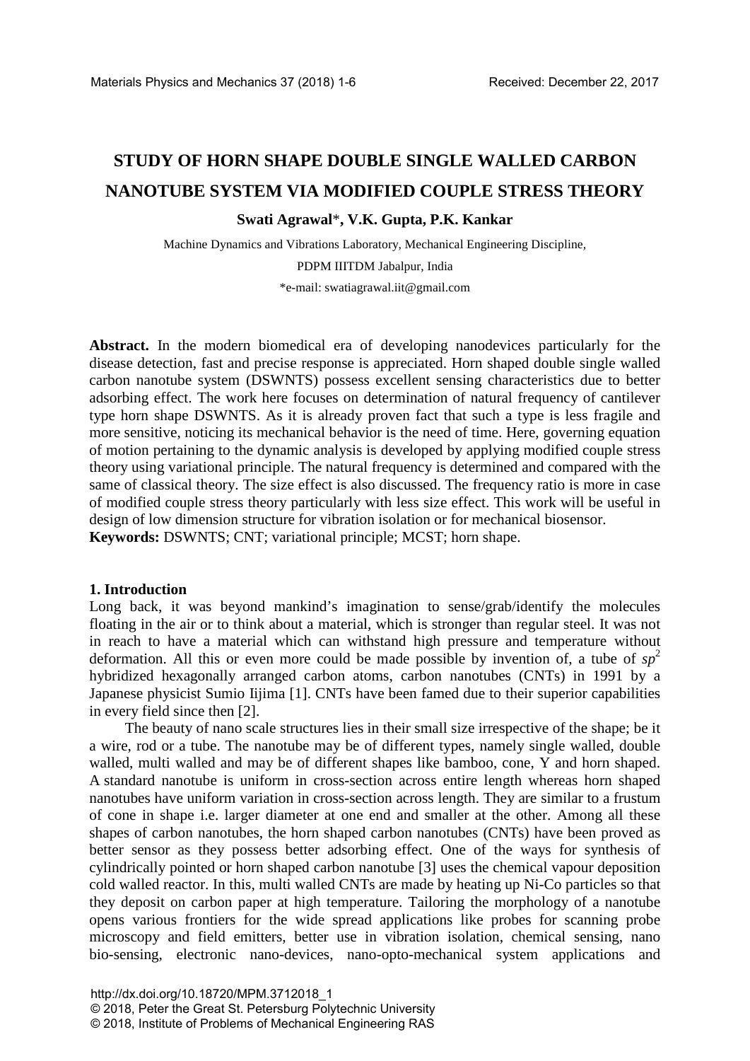# STUDY OF HORN SHAPE DOUBLE SINGLE WALLED CARBON NANOTUBE SYSTEM VIA MODIFIED COUPLE STRESS THEORY

**Swati Agrawal\*, V.K. Gupta, P.K. Kankar**

Machine Dynamics and Vibrations Laboratory, Mechanical Engineering Discipline,

PDPM IIITDM Jabalpur, India

\*e-mail: swatiagrawal.iit@gmail.com

**Abstract.** In the modern biomedical era of developing nanodevices particularly for the disease detection, fast and precise response is appreciated. Horn shaped double single walled carbon nanotube system (DSWNTS) possess excellent sensing characteristics due to better adsorbing effect. The work here focuses on determination of natural frequency of cantilever type horn shape DSWNTS. As it is already proven fact that such a type is less fragile and more sensitive, noticing its mechanical behavior is the need of time. Here, governing equation of motion pertaining to the dynamic analysis is developed by applying modified couple stress theory using variational principle. The natural frequency is determined and compared with the same of classical theory. The size effect is also discussed. The frequency ratio is more in case of modified couple stress theory particularly with less size effect. This work will be useful in design of low dimension structure for vibration isolation or for mechanical biosensor.

**Keywords:** DSWNTS; CNT; variational principle; MCST; horn shape.

## 1. Introduction

Long back, it was beyond mankind's imagination to sense/grab/identify the molecules floating in the air or to think about a material, which is stronger than regular steel. It was not in reach to have a material which can withstand high pressure and temperature without deformation. All this or even more could be made possible by invention of, a tube of $sp^2$ hybridized hexagonally arranged carbon atoms, carbon nanotubes (CNTs) in 1991 by a Japanese physicist Sumio Iijima [1]. CNTs have been famed due to their superior capabilities in every field since then [2].

The beauty of nano scale structures lies in their small size irrespective of the shape; be it a wire, rod or a tube. The nanotube may be of different types, namely single walled, double walled, multi walled and may be of different shapes like bamboo, cone, Y and horn shaped. A standard nanotube is uniform in cross-section across entire length whereas horn shaped nanotubes have uniform variation in cross-section across length. They are similar to a frustum of cone in shape i.e. larger diameter at one end and smaller at the other. Among all these shapes of carbon nanotubes, the horn shaped carbon nanotubes (CNTs) have been proved as better sensor as they possess better adsorbing effect. One of the ways for synthesis of cylindrically pointed or horn shaped carbon nanotube [3] uses the chemical vapour deposition cold walled reactor. In this, multi walled CNTs are made by heating up Ni-Co particles so that they deposit on carbon paper at high temperature. Tailoring the morphology of a nanotube opens various frontiers for the wide spread applications like probes for scanning probe microscopy and field emitters, better use in vibration isolation, chemical sensing, nano bio-sensing, electronic nano-devices, nano-opto-mechanical system applications and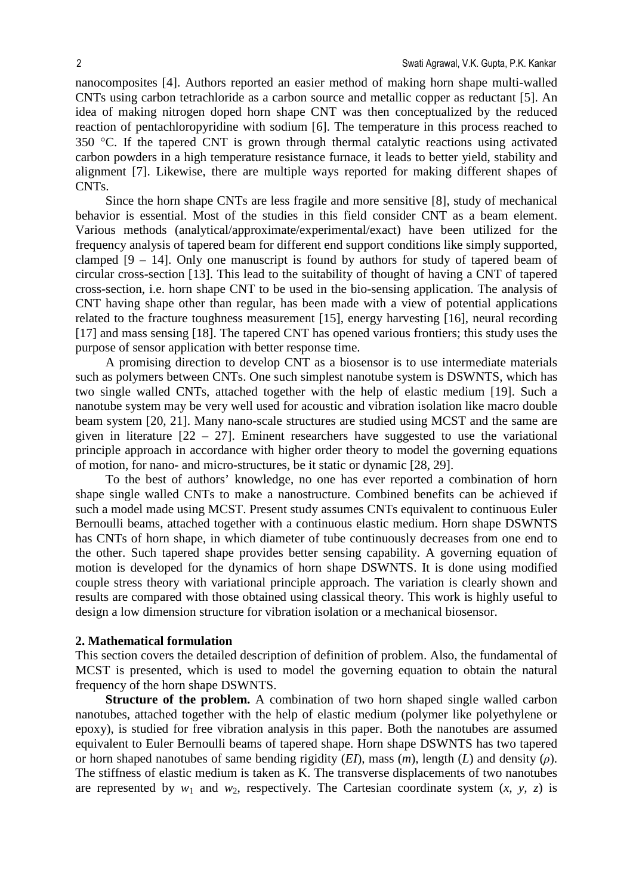nanocomposites [4]. Authors reported an easier method of making horn shape multi-walled CNTs using carbon tetrachloride as a carbon source and metallic copper as reductant [5]. An idea of making nitrogen doped horn shape CNT was then conceptualized by the reduced reaction of pentachloropyridine with sodium [6]. The temperature in this process reached to 350 °C. If the tapered CNT is grown through thermal catalytic reactions using activated carbon powders in a high temperature resistance furnace, it leads to better yield, stability and alignment [7]. Likewise, there are multiple ways reported for making different shapes of CNTs.

Since the horn shape CNTs are less fragile and more sensitive [8], study of mechanical behavior is essential. Most of the studies in this field consider CNT as a beam element. Various methods (analytical/approximate/experimental/exact) have been utilized for the frequency analysis of tapered beam for different end support conditions like simply supported, clamped [9 – 14]. Only one manuscript is found by authors for study of tapered beam of circular cross-section [13]. This lead to the suitability of thought of having a CNT of tapered cross-section, i.e. horn shape CNT to be used in the bio-sensing application. The analysis of CNT having shape other than regular, has been made with a view of potential applications related to the fracture toughness measurement [15], energy harvesting [16], neural recording [17] and mass sensing [18]. The tapered CNT has opened various frontiers; this study uses the purpose of sensor application with better response time.

A promising direction to develop CNT as a biosensor is to use intermediate materials such as polymers between CNTs. One such simplest nanotube system is DSWNTS, which has two single walled CNTs, attached together with the help of elastic medium [19]. Such a nanotube system may be very well used for acoustic and vibration isolation like macro double beam system [20, 21]. Many nano-scale structures are studied using MCST and the same are given in literature [22 – 27]. Eminent researchers have suggested to use the variational principle approach in accordance with higher order theory to model the governing equations of motion, for nano- and micro-structures, be it static or dynamic [28, 29].

To the best of authors' knowledge, no one has ever reported a combination of horn shape single walled CNTs to make a nanostructure. Combined benefits can be achieved if such a model made using MCST. Present study assumes CNTs equivalent to continuous Euler Bernoulli beams, attached together with a continuous elastic medium. Horn shape DSWNTS has CNTs of horn shape, in which diameter of tube continuously decreases from one end to the other. Such tapered shape provides better sensing capability. A governing equation of motion is developed for the dynamics of horn shape DSWNTS. It is done using modified couple stress theory with variational principle approach. The variation is clearly shown and results are compared with those obtained using classical theory. This work is highly useful to design a low dimension structure for vibration isolation or a mechanical biosensor.

## 2. Mathematical formulation

This section covers the detailed description of definition of problem. Also, the fundamental of MCST is presented, which is used to model the governing equation to obtain the natural frequency of the horn shape DSWNTS.

**Structure of the problem.** A combination of two horn shaped single walled carbon nanotubes, attached together with the help of elastic medium (polymer like polyethylene or epoxy), is studied for free vibration analysis in this paper. Both the nanotubes are assumed equivalent to Euler Bernoulli beams of tapered shape. Horn shape DSWNTS has two tapered or horn shaped nanotubes of same bending rigidity ($EI$), mass ($m$), length ($L$) and density ($\rho$). The stiffness of elastic medium is taken as K. The transverse displacements of two nanotubes are represented by $w_1$ and $w_2$, respectively. The Cartesian coordinate system ($x$, $y$, $z$) is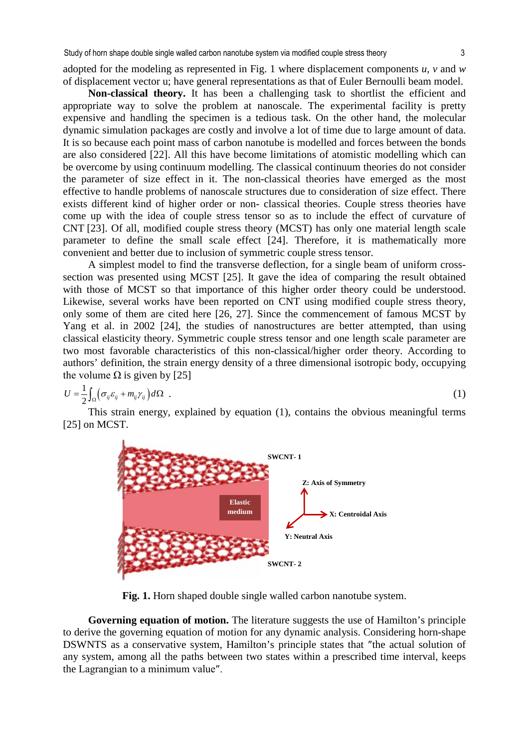adopted for the modeling as represented in Fig. 1 where displacement components $u$, $v$ and $w$ of displacement vector u; have general representations as that of Euler Bernoulli beam model.

**Non-classical theory.** It has been a challenging task to shortlist the efficient and appropriate way to solve the problem at nanoscale. The experimental facility is pretty expensive and handling the specimen is a tedious task. On the other hand, the molecular dynamic simulation packages are costly and involve a lot of time due to large amount of data. It is so because each point mass of carbon nanotube is modelled and forces between the bonds are also considered [22]. All this have become limitations of atomistic modelling which can be overcome by using continuum modelling. The classical continuum theories do not consider the parameter of size effect in it. The non-classical theories have emerged as the most effective to handle problems of nanoscale structures due to consideration of size effect. There exists different kind of higher order or non- classical theories. Couple stress theories have come up with the idea of couple stress tensor so as to include the effect of curvature of CNT [23]. Of all, modified couple stress theory (MCST) has only one material length scale parameter to define the small scale effect [24]. Therefore, it is mathematically more convenient and better due to inclusion of symmetric couple stress tensor.

A simplest model to find the transverse deflection, for a single beam of uniform cross-section was presented using MCST [25]. It gave the idea of comparing the result obtained with those of MCST so that importance of this higher order theory could be understood. Likewise, several works have been reported on CNT using modified couple stress theory, only some of them are cited here [26, 27]. Since the commencement of famous MCST by Yang et al. in 2002 [24], the studies of nanostructures are better attempted, than using classical elasticity theory. Symmetric couple stress tensor and one length scale parameter are two most favorable characteristics of this non-classical/higher order theory. According to authors' definition, the strain energy density of a three dimensional isotropic body, occupying the volume $\Omega$ is given by [25]

$$U = \frac{1}{2}\int_{\Omega}\left(\sigma_{ij}\varepsilon_{ij} + m_{ij}\gamma_{ij}\right)d\Omega \ . \tag{1}$$

This strain energy, explained by equation (1), contains the obvious meaningful terms [25] on MCST.

**Fig. 1.** Horn shaped double single walled carbon nanotube system.

**Governing equation of motion.** The literature suggests the use of Hamilton's principle to derive the governing equation of motion for any dynamic analysis. Considering horn-shape DSWNTS as a conservative system, Hamilton's principle states that ″the actual solution of any system, among all the paths between two states within a prescribed time interval, keeps the Lagrangian to a minimum value″.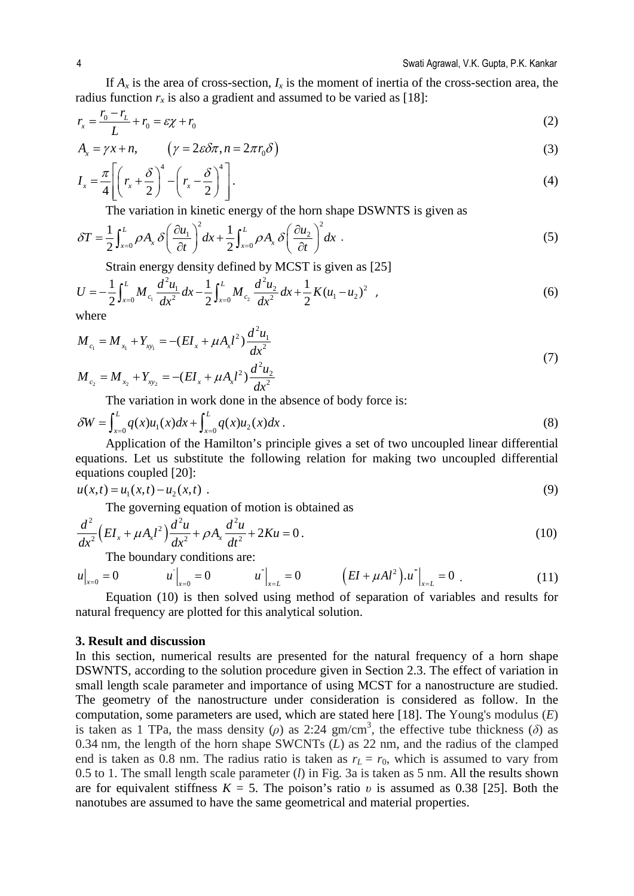If $A_x$ is the area of cross-section, $I_x$ is the moment of inertia of the cross-section area, the radius function $r_x$ is also a gradient and assumed to be varied as [18]:

$$r_x = \frac{r_0 - r_L}{L} + r_0 = \varepsilon\chi + r_0 \tag{2}$$

$$A_x = \gamma x + n, \qquad \left(\gamma = 2\varepsilon\delta\pi, n = 2\pi r_0\delta\right) \tag{3}$$

$$I_x = \frac{\pi}{4}\left[\left(r_x + \frac{\delta}{2}\right)^4 - \left(r_x - \frac{\delta}{2}\right)^4\right]. \tag{4}$$

The variation in kinetic energy of the horn shape DSWNTS is given as

$$\delta T = \frac{1}{2}\int_{x=0}^{L} \rho A_x\, \delta\left(\frac{\partial u_1}{\partial t}\right)^2 dx + \frac{1}{2}\int_{x=0}^{L} \rho A_x\, \delta\left(\frac{\partial u_2}{\partial t}\right)^2 dx\ . \tag{5}$$

Strain energy density defined by MCST is given as [25]

$$U = -\frac{1}{2}\int_{x=0}^{L} M_{c_1}\frac{d^2u_1}{dx^2}dx - \frac{1}{2}\int_{x=0}^{L} M_{c_2}\frac{d^2u_2}{dx^2}dx + \frac{1}{2}K(u_1 - u_2)^2\ \ , \tag{6}$$

where

$$\begin{aligned} M_{c_1} &= M_{x_1} + Y_{xy_1} = -(EI_x + \mu A_x l^2)\frac{d^2u_1}{dx^2} \\ M_{c_2} &= M_{x_2} + Y_{xy_2} = -(EI_x + \mu A_x l^2)\frac{d^2u_2}{dx^2} \end{aligned} \tag{7}$$

The variation in work done in the absence of body force is:

$$\delta W = \int_{x=0}^{L} q(x)u_1(x)dx + \int_{x=0}^{L} q(x)u_2(x)dx\,. \tag{8}$$

Application of the Hamilton's principle gives a set of two uncoupled linear differential equations. Let us substitute the following relation for making two uncoupled differential equations coupled [20]:

$$u(x,t) = u_1(x,t) - u_2(x,t)\ . \tag{9}$$

The governing equation of motion is obtained as

$$\frac{d^2}{dx^2}\left(EI_x + \mu A_x l^2\right)\frac{d^2u}{dx^2} + \rho A_x\frac{d^2u}{dt^2} + 2Ku = 0\,. \tag{10}$$

The boundary conditions are:

$$u\big|_{x=0} = 0 \qquad u^{'}\big|_{x=0} = 0 \qquad u^{''}\big|_{x=L} = 0 \qquad \left(EI + \mu Al^2\right).u^{''}\big|_{x=L} = 0\ . \tag{11}$$

Equation (10) is then solved using method of separation of variables and results for natural frequency are plotted for this analytical solution.

## 3. Result and discussion

In this section, numerical results are presented for the natural frequency of a horn shape DSWNTS, according to the solution procedure given in Section 2.3. The effect of variation in small length scale parameter and importance of using MCST for a nanostructure are studied. The geometry of the nanostructure under consideration is considered as follow. In the computation, some parameters are used, which are stated here [18]. The Young's modulus ($E$) is taken as 1 TPa, the mass density ($\rho$) as 2:24 gm/cm$^3$, the effective tube thickness ($\delta$) as 0.34 nm, the length of the horn shape SWCNTs ($L$) as 22 nm, and the radius of the clamped end is taken as 0.8 nm. The radius ratio is taken as $r_L = r_0$, which is assumed to vary from 0.5 to 1. The small length scale parameter ($l$) in Fig. 3a is taken as 5 nm. All the results shown are for equivalent stiffness $K = 5$. The poison's ratio $\upsilon$ is assumed as 0.38 [25]. Both the nanotubes are assumed to have the same geometrical and material properties.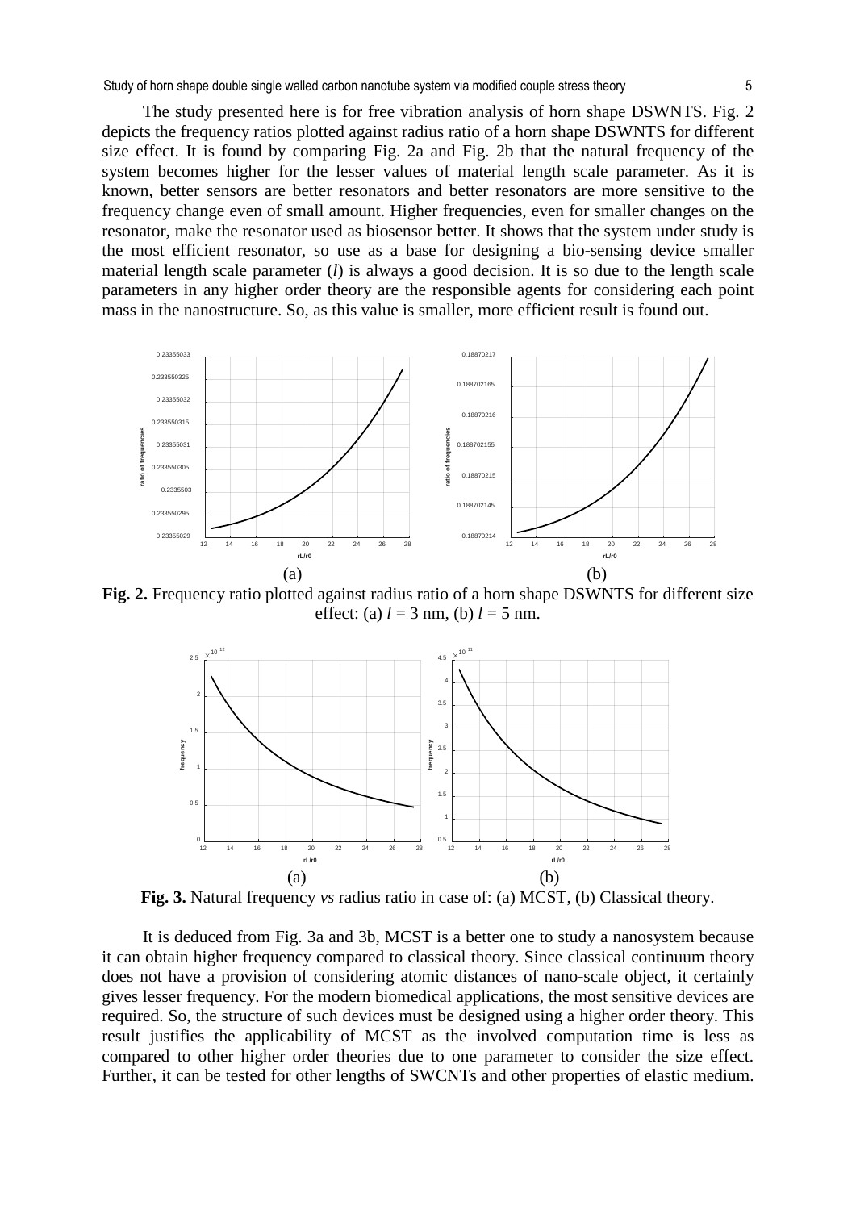The study presented here is for free vibration analysis of horn shape DSWNTS. Fig. 2 depicts the frequency ratios plotted against radius ratio of a horn shape DSWNTS for different size effect. It is found by comparing Fig. 2a and Fig. 2b that the natural frequency of the system becomes higher for the lesser values of material length scale parameter. As it is known, better sensors are better resonators and better resonators are more sensitive to the frequency change even of small amount. Higher frequencies, even for smaller changes on the resonator, make the resonator used as biosensor better. It shows that the system under study is the most efficient resonator, so use as a base for designing a bio-sensing device smaller material length scale parameter ($l$) is always a good decision. It is so due to the length scale parameters in any higher order theory are the responsible agents for considering each point mass in the nanostructure. So, as this value is smaller, more efficient result is found out.

**Fig. 2.** Frequency ratio plotted against radius ratio of a horn shape DSWNTS for different size effect: (a) $l$ = 3 nm, (b) $l$ = 5 nm.

**Fig. 3.** Natural frequency *vs* radius ratio in case of: (a) MCST, (b) Classical theory.

It is deduced from Fig. 3a and 3b, MCST is a better one to study a nanosystem because it can obtain higher frequency compared to classical theory. Since classical continuum theory does not have a provision of considering atomic distances of nano-scale object, it certainly gives lesser frequency. For the modern biomedical applications, the most sensitive devices are required. So, the structure of such devices must be designed using a higher order theory. This result justifies the applicability of MCST as the involved computation time is less as compared to other higher order theories due to one parameter to consider the size effect. Further, it can be tested for other lengths of SWCNTs and other properties of elastic medium.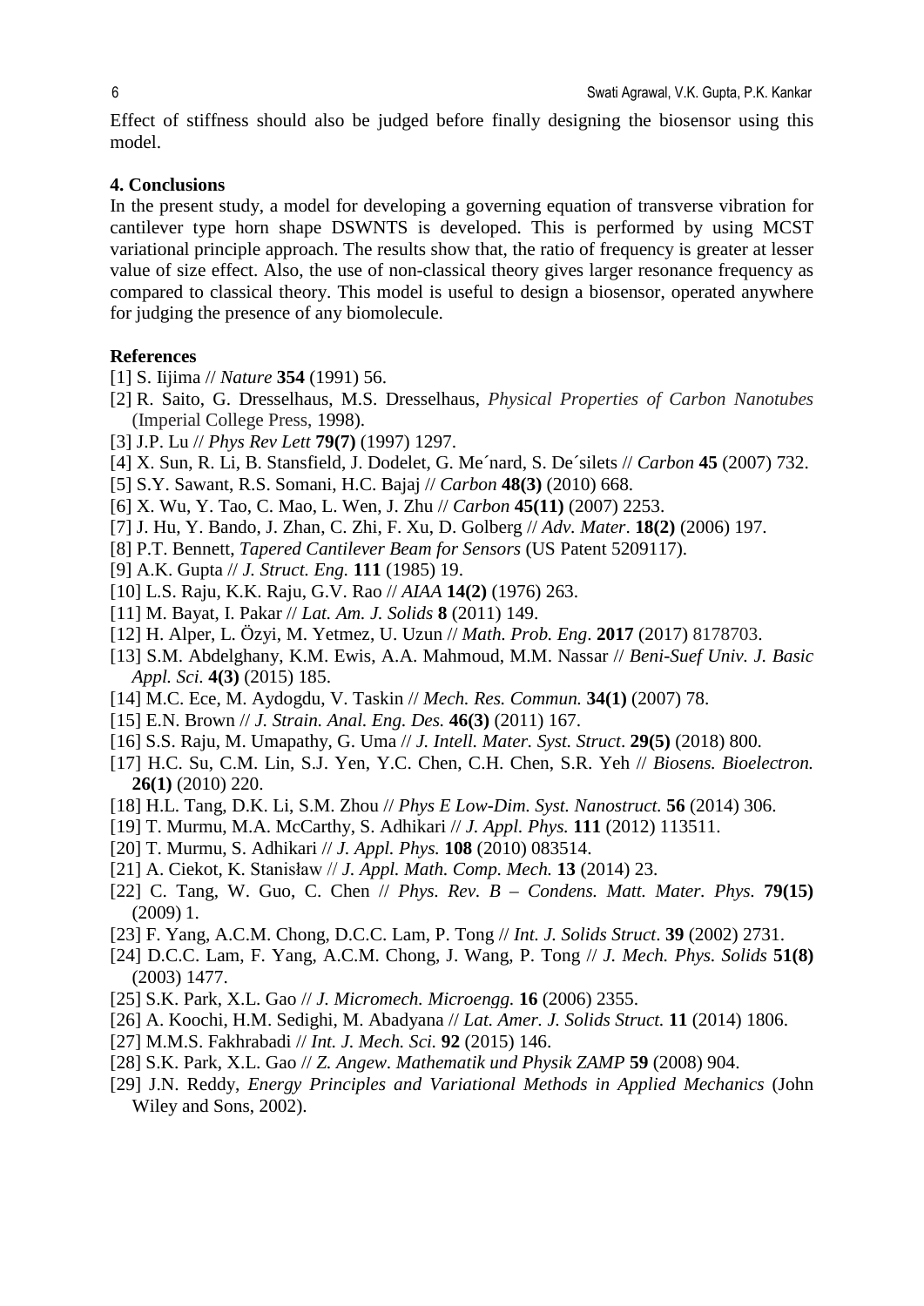Effect of stiffness should also be judged before finally designing the biosensor using this model.

## 4. Conclusions

In the present study, a model for developing a governing equation of transverse vibration for cantilever type horn shape DSWNTS is developed. This is performed by using MCST variational principle approach. The results show that, the ratio of frequency is greater at lesser value of size effect. Also, the use of non-classical theory gives larger resonance frequency as compared to classical theory. This model is useful to design a biosensor, operated anywhere for judging the presence of any biomolecule.

## References

[1] S. Iijima // *Nature* **354** (1991) 56.

[2] R. Saito, G. Dresselhaus, M.S. Dresselhaus, *Physical Properties of Carbon Nanotubes* (Imperial College Press, 1998).

[3] J.P. Lu // *Phys Rev Lett* **79(7)** (1997) 1297.

[4] X. Sun, R. Li, B. Stansfield, J. Dodelet, G. Me´nard, S. De´silets // *Carbon* **45** (2007) 732.

[5] S.Y. Sawant, R.S. Somani, H.C. Bajaj // *Carbon* **48(3)** (2010) 668.

[6] X. Wu, Y. Tao, C. Mao, L. Wen, J. Zhu // *Carbon* **45(11)** (2007) 2253.

[7] J. Hu, Y. Bando, J. Zhan, C. Zhi, F. Xu, D. Golberg // *Adv. Mater*. **18(2)** (2006) 197.

[8] P.T. Bennett, *Tapered Cantilever Beam for Sensors* (US Patent 5209117).

[9] A.K. Gupta // *J. Struct. Eng.* **111** (1985) 19.

[10] L.S. Raju, K.K. Raju, G.V. Rao // *AIAA* **14(2)** (1976) 263.

[11] M. Bayat, I. Pakar // *Lat. Am. J. Solids* **8** (2011) 149.

[12] H. Alper, L. Özyi, M. Yetmez, U. Uzun // *Math. Prob. Eng*. **2017** (2017) 8178703.

[13] S.M. Abdelghany, K.M. Ewis, A.A. Mahmoud, M.M. Nassar // *Beni-Suef Univ. J. Basic Appl. Sci.* **4(3)** (2015) 185.

[14] M.C. Ece, M. Aydogdu, V. Taskin // *Mech. Res. Commun.* **34(1)** (2007) 78.

[15] E.N. Brown // *J. Strain. Anal. Eng. Des.* **46(3)** (2011) 167.

[16] S.S. Raju, M. Umapathy, G. Uma // *J. Intell. Mater. Syst. Struct*. **29(5)** (2018) 800.

[17] H.C. Su, C.M. Lin, S.J. Yen, Y.C. Chen, C.H. Chen, S.R. Yeh // *Biosens. Bioelectron.* **26(1)** (2010) 220.

[18] H.L. Tang, D.K. Li, S.M. Zhou // *Phys E Low-Dim. Syst. Nanostruct.* **56** (2014) 306.

[19] T. Murmu, M.A. McCarthy, S. Adhikari // *J. Appl. Phys.* **111** (2012) 113511.

[20] T. Murmu, S. Adhikari // *J. Appl. Phys.* **108** (2010) 083514.

[21] A. Ciekot, K. Stanisław // *J. Appl. Math. Comp. Mech.* **13** (2014) 23.

[22] C. Tang, W. Guo, C. Chen // *Phys. Rev. B – Condens. Matt. Mater. Phys.* **79(15)** (2009) 1.

[23] F. Yang, A.C.M. Chong, D.C.C. Lam, P. Tong // *Int. J. Solids Struct*. **39** (2002) 2731.

[24] D.C.C. Lam, F. Yang, A.C.M. Chong, J. Wang, P. Tong // *J. Mech. Phys. Solids* **51(8)** (2003) 1477.

[25] S.K. Park, X.L. Gao // *J. Micromech. Microengg.* **16** (2006) 2355.

[26] A. Koochi, H.M. Sedighi, M. Abadyana // *Lat. Amer. J. Solids Struct.* **11** (2014) 1806.

[27] M.M.S. Fakhrabadi // *Int. J. Mech. Sci.* **92** (2015) 146.

[28] S.K. Park, X.L. Gao // *Z. Angew. Mathematik und Physik ZAMP* **59** (2008) 904.

[29] J.N. Reddy, *Energy Principles and Variational Methods in Applied Mechanics* (John Wiley and Sons, 2002).